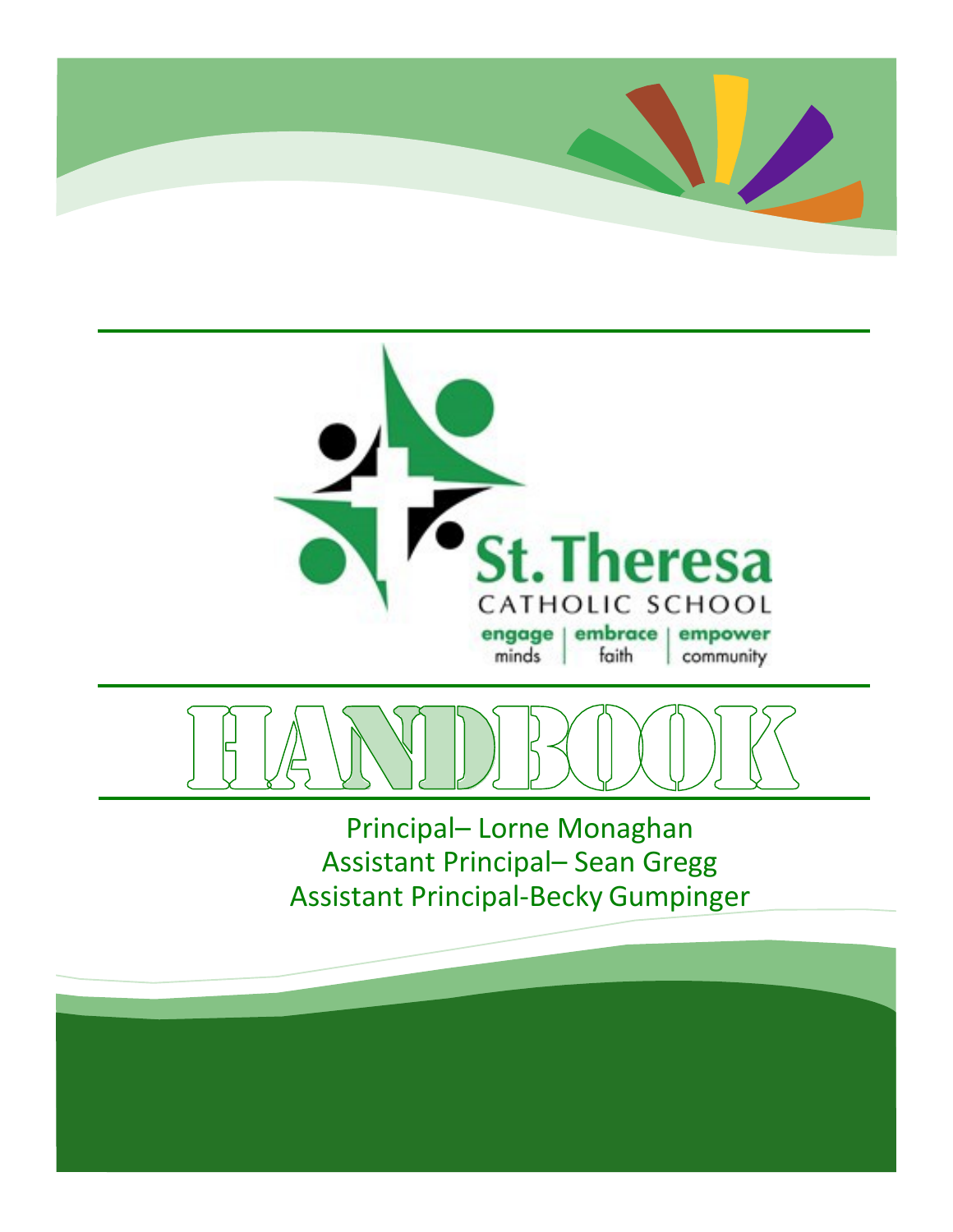St. Theresa

CATHOLIC SCHOOL

engage minds | embrace faith | empower community

# HANDBOOK

Principal– Lorne Monaghan

Assistant Principal– Sean Gregg

Assistant Principal-Becky Gumpinger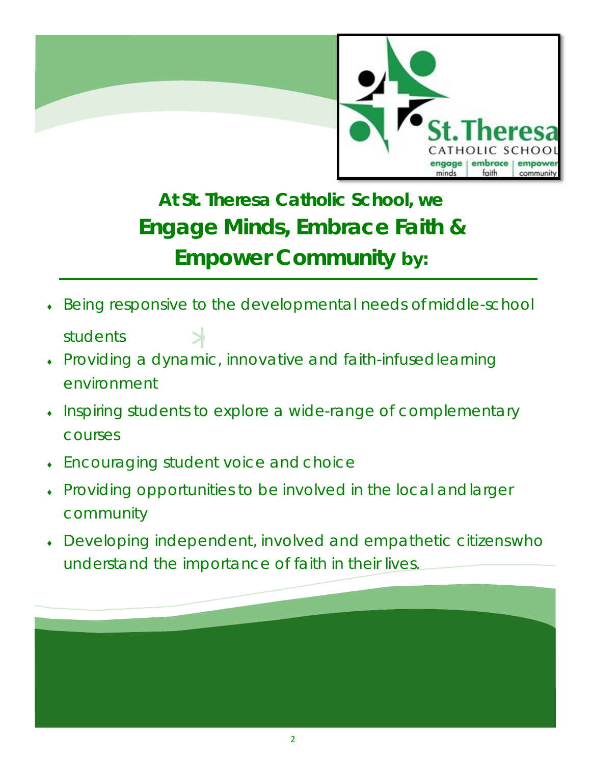## At St. Theresa Catholic School, we Engage Minds, Embrace Faith & Empower Community by:

- Being responsive to the developmental needs of middle-school students
- Providing a dynamic, innovative and faith-infused learning environment
- Inspiring students to explore a wide-range of complementary courses
- Encouraging student voice and choice
- Providing opportunities to be involved in the local and larger community
- Developing independent, involved and empathetic citizens who understand the importance of faith in their lives.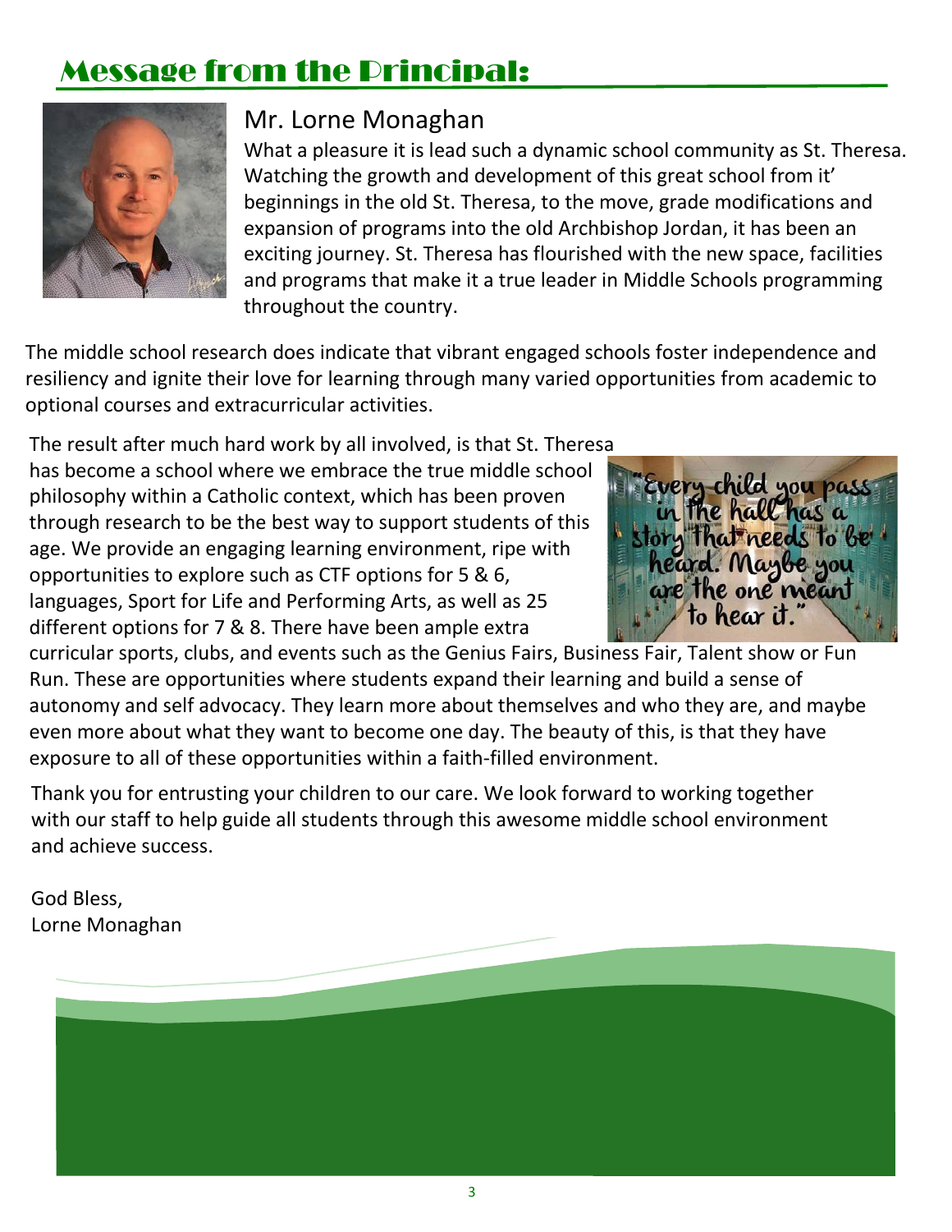# Message from the Principal:

## Mr. Lorne Monaghan

What a pleasure it is lead such a dynamic school community as St. Theresa. Watching the growth and development of this great school from it' beginnings in the old St. Theresa, to the move, grade modifications and expansion of programs into the old Archbishop Jordan, it has been an exciting journey. St. Theresa has flourished with the new space, facilities and programs that make it a true leader in Middle Schools programming throughout the country.

The middle school research does indicate that vibrant engaged schools foster independence and resiliency and ignite their love for learning through many varied opportunities from academic to optional courses and extracurricular activities.

The result after much hard work by all involved, is that St. Theresa has become a school where we embrace the true middle school philosophy within a Catholic context, which has been proven through research to be the best way to support students of this age. We provide an engaging learning environment, ripe with opportunities to explore such as CTF options for 5 & 6, languages, Sport for Life and Performing Arts, as well as 25 different options for 7 & 8. There have been ample extra curricular sports, clubs, and events such as the Genius Fairs, Business Fair, Talent show or Fun Run. These are opportunities where students expand their learning and build a sense of autonomy and self advocacy. They learn more about themselves and who they are, and maybe even more about what they want to become one day. The beauty of this, is that they have exposure to all of these opportunities within a faith-filled environment.

"Every child you pass in the hall has a story that needs to be heard. Maybe you are the one meant to hear it."

Thank you for entrusting your children to our care. We look forward to working together with our staff to help guide all students through this awesome middle school environment and achieve success.

God Bless,
Lorne Monaghan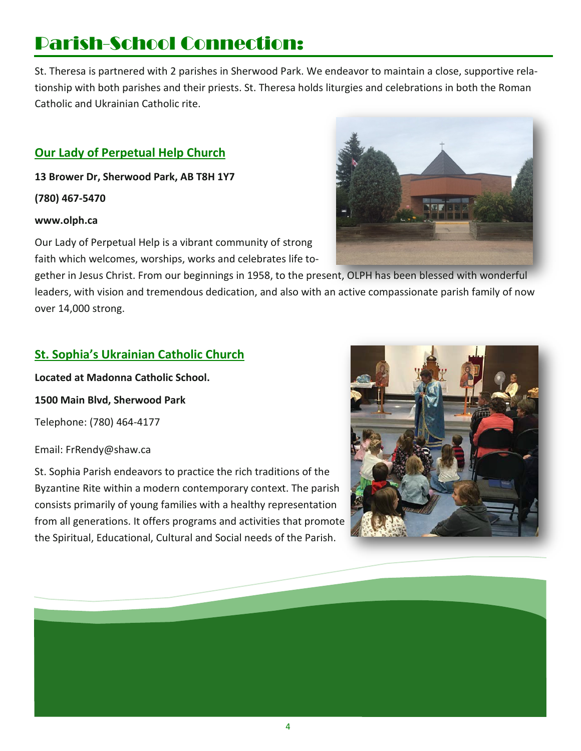# Parish-School Connection:

St. Theresa is partnered with 2 parishes in Sherwood Park. We endeavor to maintain a close, supportive relationship with both parishes and their priests. St. Theresa holds liturgies and celebrations in both the Roman Catholic and Ukrainian Catholic rite.

## Our Lady of Perpetual Help Church

**13 Brower Dr, Sherwood Park, AB T8H 1Y7**

**(780) 467-5470**

**www.olph.ca**

Our Lady of Perpetual Help is a vibrant community of strong faith which welcomes, worships, works and celebrates life together in Jesus Christ. From our beginnings in 1958, to the present, OLPH has been blessed with wonderful leaders, with vision and tremendous dedication, and also with an active compassionate parish family of now over 14,000 strong.

## St. Sophia's Ukrainian Catholic Church

**Located at Madonna Catholic School.**

**1500 Main Blvd, Sherwood Park**

Telephone: (780) 464-4177

Email: FrRendy@shaw.ca

St. Sophia Parish endeavors to practice the rich traditions of the Byzantine Rite within a modern contemporary context. The parish consists primarily of young families with a healthy representation from all generations. It offers programs and activities that promote the Spiritual, Educational, Cultural and Social needs of the Parish.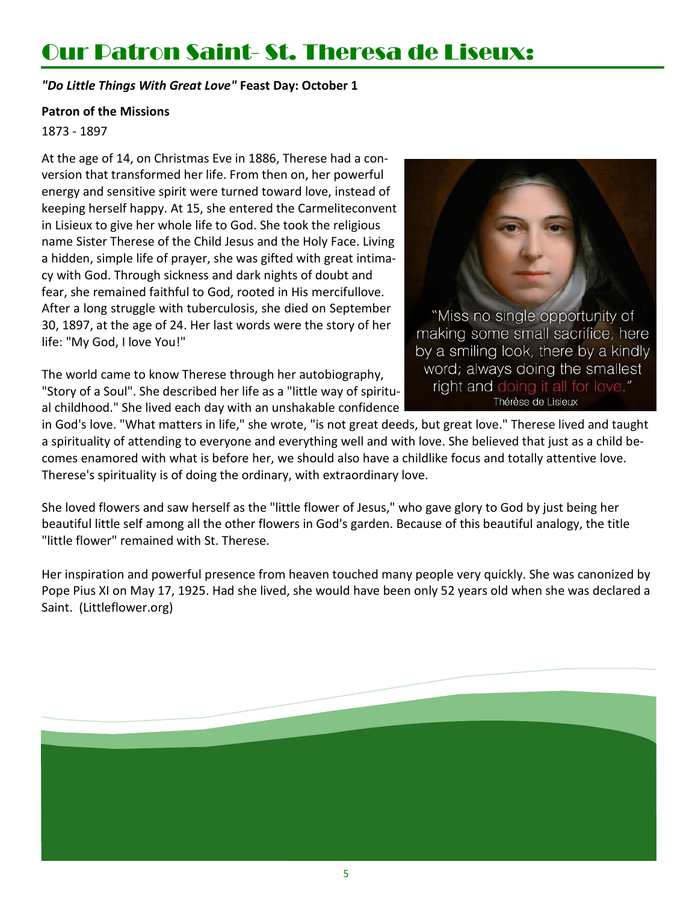# Our Patron Saint- St. Theresa de Liseux:

***"Do Little Things With Great Love"*** **Feast Day: October 1**

**Patron of the Missions**

1873 - 1897

At the age of 14, on Christmas Eve in 1886, Therese had a conversion that transformed her life. From then on, her powerful energy and sensitive spirit were turned toward love, instead of keeping herself happy. At 15, she entered the Carmeliteconvent in Lisieux to give her whole life to God. She took the religious name Sister Therese of the Child Jesus and the Holy Face. Living a hidden, simple life of prayer, she was gifted with great intimacy with God. Through sickness and dark nights of doubt and fear, she remained faithful to God, rooted in His mercifullove. After a long struggle with tuberculosis, she died on September 30, 1897, at the age of 24. Her last words were the story of her life: "My God, I love You!"

"Miss no single opportunity of making some small sacrifice, here by a smiling look, there by a kindly word; always doing the smallest right and doing it all for love."
Thérèse de Lisieux

The world came to know Therese through her autobiography, "Story of a Soul". She described her life as a "little way of spiritual childhood." She lived each day with an unshakable confidence in God's love. "What matters in life," she wrote, "is not great deeds, but great love." Therese lived and taught a spirituality of attending to everyone and everything well and with love. She believed that just as a child becomes enamored with what is before her, we should also have a childlike focus and totally attentive love. Therese's spirituality is of doing the ordinary, with extraordinary love.

She loved flowers and saw herself as the "little flower of Jesus," who gave glory to God by just being her beautiful little self among all the other flowers in God's garden. Because of this beautiful analogy, the title "little flower" remained with St. Therese.

Her inspiration and powerful presence from heaven touched many people very quickly. She was canonized by Pope Pius XI on May 17, 1925. Had she lived, she would have been only 52 years old when she was declared a Saint. (Littleflower.org)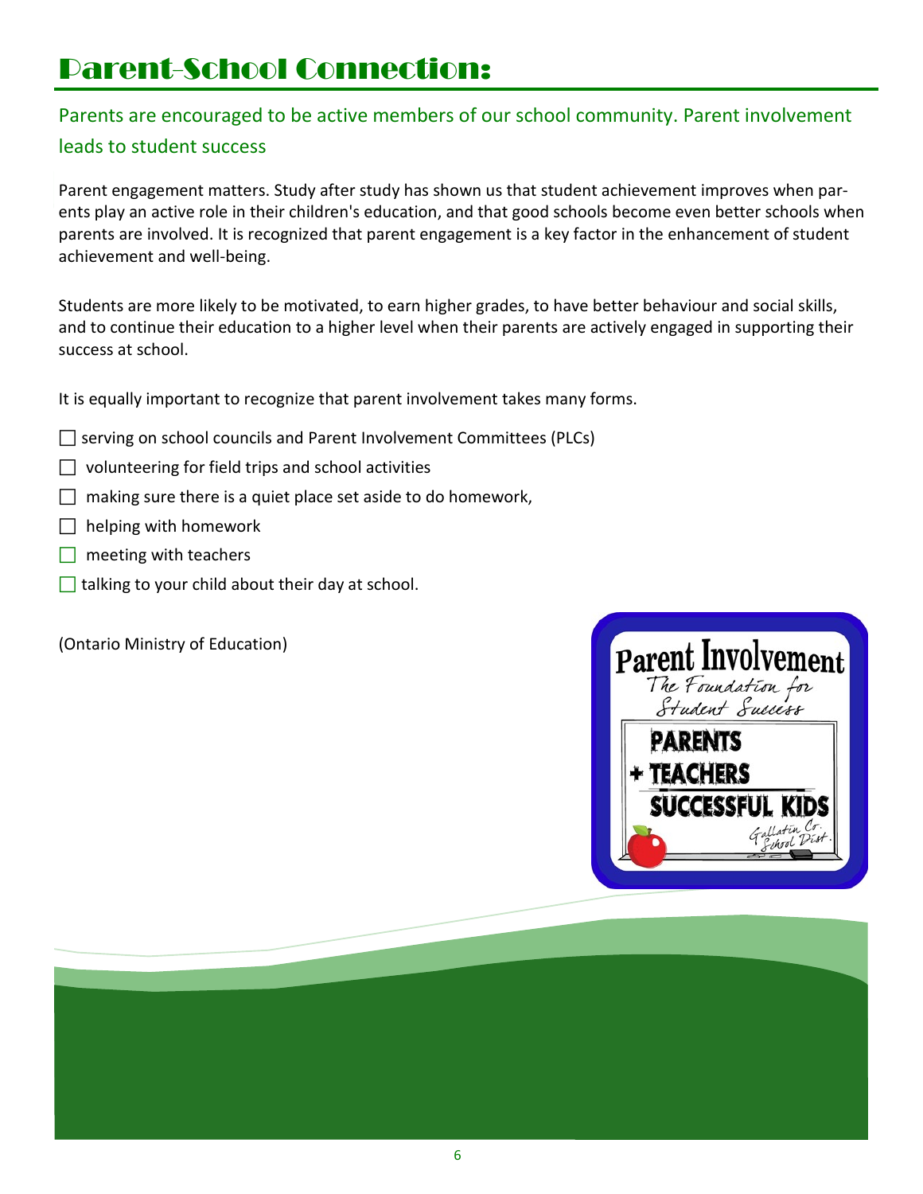# Parent-School Connection:

## Parents are encouraged to be active members of our school community. Parent involvement leads to student success

Parent engagement matters. Study after study has shown us that student achievement improves when parents play an active role in their children's education, and that good schools become even better schools when parents are involved. It is recognized that parent engagement is a key factor in the enhancement of student achievement and well-being.

Students are more likely to be motivated, to earn higher grades, to have better behaviour and social skills, and to continue their education to a higher level when their parents are actively engaged in supporting their success at school.

It is equally important to recognize that parent involvement takes many forms.

- ☐ serving on school councils and Parent Involvement Committees (PLCs)
- ☐ volunteering for field trips and school activities
- ☐ making sure there is a quiet place set aside to do homework,
- ☐ helping with homework
- ☐ meeting with teachers
- ☐ talking to your child about their day at school.

(Ontario Ministry of Education)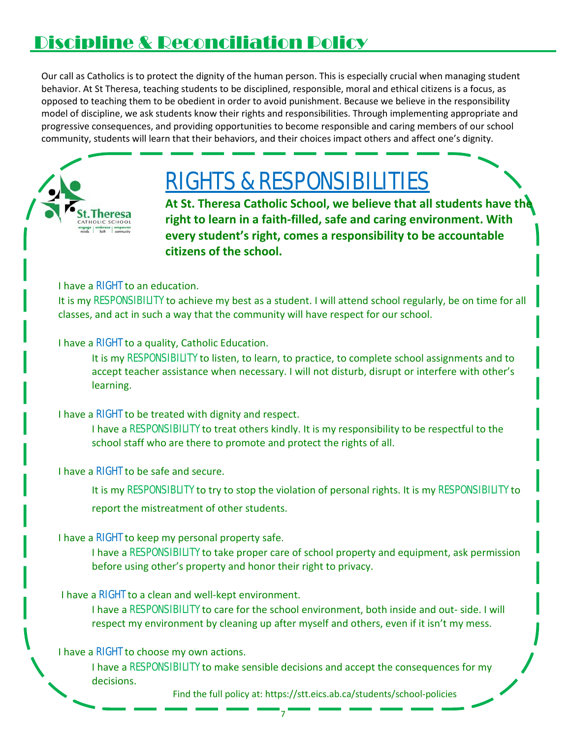# Discipline & Reconciliation Policy

Our call as Catholics is to protect the dignity of the human person. This is especially crucial when managing student behavior. At St Theresa, teaching students to be disciplined, responsible, moral and ethical citizens is a focus, as opposed to teaching them to be obedient in order to avoid punishment. Because we believe in the responsibility model of discipline, we ask students know their rights and responsibilities. Through implementing appropriate and progressive consequences, and providing opportunities to become responsible and caring members of our school community, students will learn that their behaviors, and their choices impact others and affect one's dignity.

St. Theresa CATHOLIC SCHOOL
engage minds | embrace faith | empower community

## RIGHTS & RESPONSIBILITIES

**At St. Theresa Catholic School, we believe that all students have the right to learn in a faith-filled, safe and caring environment. With every student's right, comes a responsibility to be accountable citizens of the school.**

I have a RIGHT to an education.
It is my RESPONSIBILITY to achieve my best as a student. I will attend school regularly, be on time for all classes, and act in such a way that the community will have respect for our school.

I have a RIGHT to a quality, Catholic Education.
It is my RESPONSIBILITY to listen, to learn, to practice, to complete school assignments and to accept teacher assistance when necessary. I will not disturb, disrupt or interfere with other's learning.

I have a RIGHT to be treated with dignity and respect.
I have a RESPONSIBILITY to treat others kindly. It is my responsibility to be respectful to the school staff who are there to promote and protect the rights of all.

I have a RIGHT to be safe and secure.
It is my RESPONSIBLITY to try to stop the violation of personal rights. It is my RESPONSIBILITY to report the mistreatment of other students.

I have a RIGHT to keep my personal property safe.
I have a RESPONSIBILITY to take proper care of school property and equipment, ask permission before using other's property and honor their right to privacy.

I have a RIGHT to a clean and well-kept environment.
I have a RESPONSIBILITY to care for the school environment, both inside and out- side. I will respect my environment by cleaning up after myself and others, even if it isn't my mess.

I have a RIGHT to choose my own actions.
I have a RESPONSIBILITY to make sensible decisions and accept the consequences for my decisions.

Find the full policy at: https://stt.eics.ab.ca/students/school-policies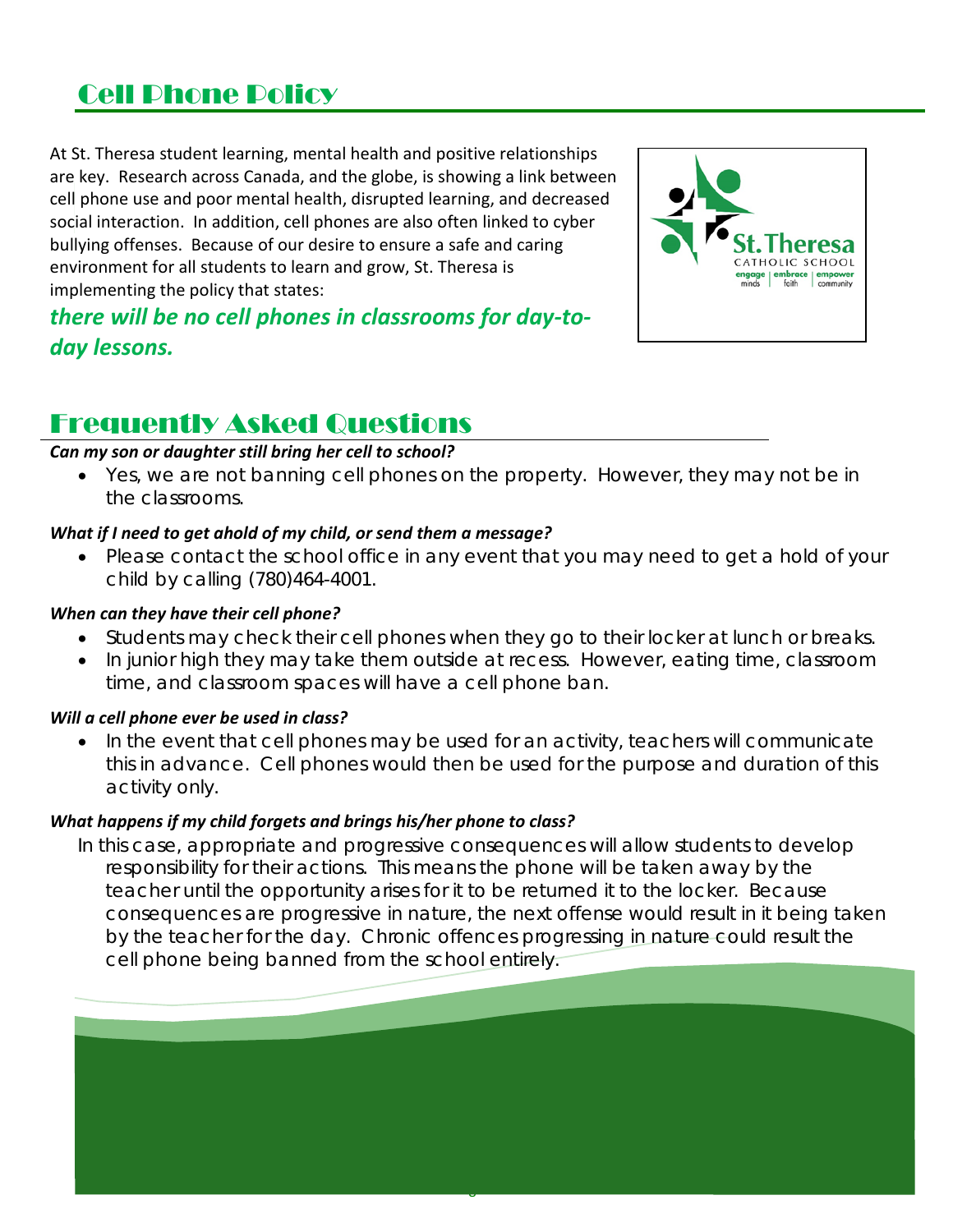# Cell Phone Policy

At St. Theresa student learning, mental health and positive relationships are key. Research across Canada, and the globe, is showing a link between cell phone use and poor mental health, disrupted learning, and decreased social interaction. In addition, cell phones are also often linked to cyber bullying offenses. Because of our desire to ensure a safe and caring environment for all students to learn and grow, St. Theresa is implementing the policy that states:

***there will be no cell phones in classrooms for day-to-day lessons.***

# Frequently Asked Questions

***Can my son or daughter still bring her cell to school?***

- Yes, we are not banning cell phones on the property. However, they may not be in the classrooms.

***What if I need to get ahold of my child, or send them a message?***

- Please contact the school office in any event that you may need to get a hold of your child by calling (780)464-4001.

***When can they have their cell phone?***

- Students may check their cell phones when they go to their locker at lunch or breaks.
- In junior high they may take them outside at recess. However, eating time, classroom time, and classroom spaces will have a cell phone ban.

***Will a cell phone ever be used in class?***

- In the event that cell phones may be used for an activity, teachers will communicate this in advance. Cell phones would then be used for the purpose and duration of this activity only.

***What happens if my child forgets and brings his/her phone to class?***

In this case, appropriate and progressive consequences will allow students to develop responsibility for their actions. This means the phone will be taken away by the teacher until the opportunity arises for it to be returned it to the locker. Because consequences are progressive in nature, the next offense would result in it being taken by the teacher for the day. Chronic offences progressing in nature could result the cell phone being banned from the school entirely.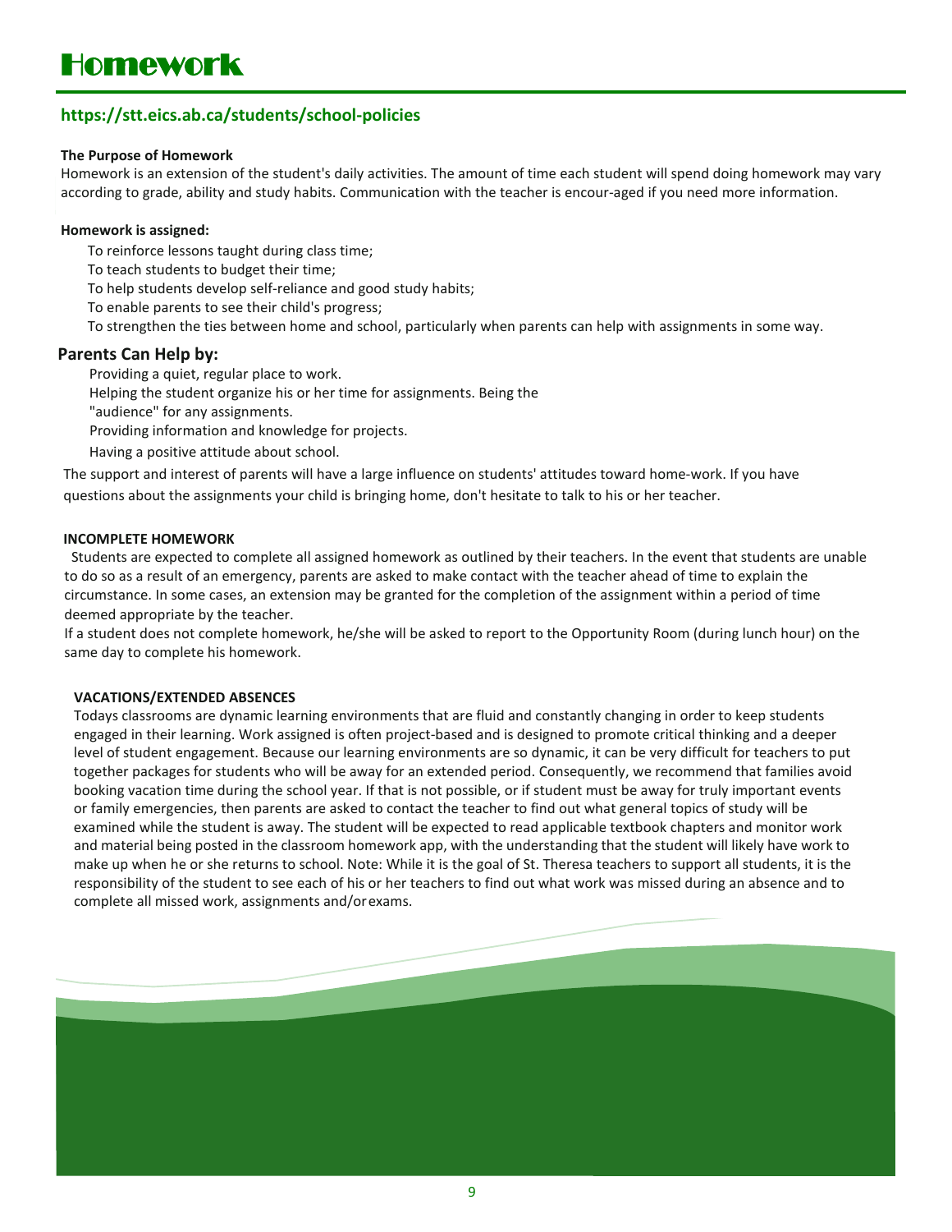# Homework

## https://stt.eics.ab.ca/students/school-policies

**The Purpose of Homework**

Homework is an extension of the student's daily activities. The amount of time each student will spend doing homework may vary according to grade, ability and study habits. Communication with the teacher is encour-aged if you need more information.

**Homework is assigned:**

- To reinforce lessons taught during class time;
- To teach students to budget their time;
- To help students develop self-reliance and good study habits;
- To enable parents to see their child's progress;
- To strengthen the ties between home and school, particularly when parents can help with assignments in some way.

### Parents Can Help by:

- Providing a quiet, regular place to work.
- Helping the student organize his or her time for assignments. Being the "audience" for any assignments.
- Providing information and knowledge for projects.
- Having a positive attitude about school.

The support and interest of parents will have a large influence on students' attitudes toward home-work. If you have questions about the assignments your child is bringing home, don't hesitate to talk to his or her teacher.

**INCOMPLETE HOMEWORK**

Students are expected to complete all assigned homework as outlined by their teachers. In the event that students are unable to do so as a result of an emergency, parents are asked to make contact with the teacher ahead of time to explain the circumstance. In some cases, an extension may be granted for the completion of the assignment within a period of time deemed appropriate by the teacher.

If a student does not complete homework, he/she will be asked to report to the Opportunity Room (during lunch hour) on the same day to complete his homework.

**VACATIONS/EXTENDED ABSENCES**

Todays classrooms are dynamic learning environments that are fluid and constantly changing in order to keep students engaged in their learning. Work assigned is often project-based and is designed to promote critical thinking and a deeper level of student engagement. Because our learning environments are so dynamic, it can be very difficult for teachers to put together packages for students who will be away for an extended period. Consequently, we recommend that families avoid booking vacation time during the school year. If that is not possible, or if student must be away for truly important events or family emergencies, then parents are asked to contact the teacher to find out what general topics of study will be examined while the student is away. The student will be expected to read applicable textbook chapters and monitor work and material being posted in the classroom homework app, with the understanding that the student will likely have work to make up when he or she returns to school. Note: While it is the goal of St. Theresa teachers to support all students, it is the responsibility of the student to see each of his or her teachers to find out what work was missed during an absence and to complete all missed work, assignments and/or exams.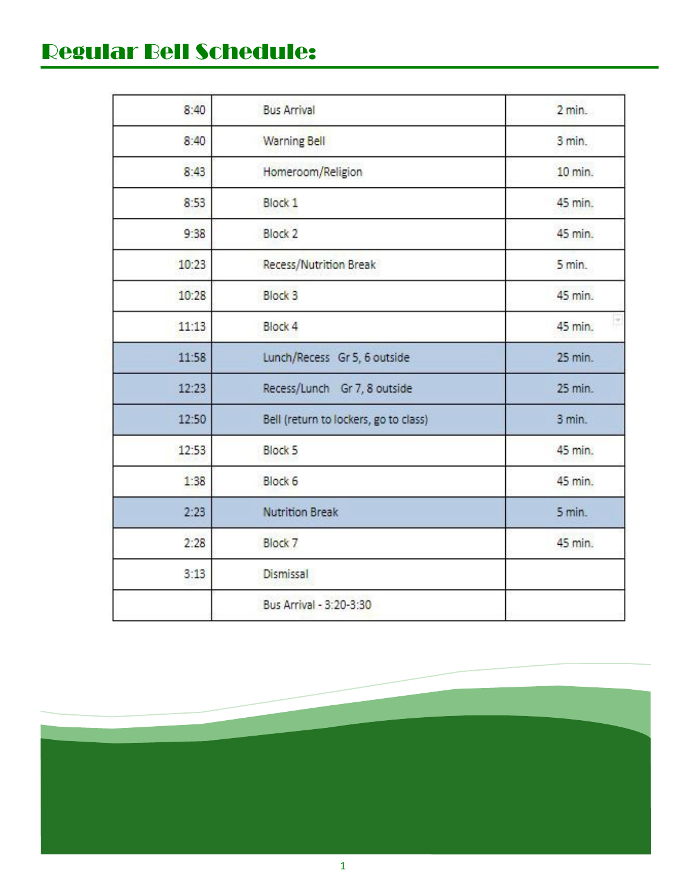# Regular Bell Schedule:

| | | |
|---|---|---|
| 8:40 | Bus Arrival | 2 min. |
| 8:40 | Warning Bell | 3 min. |
| 8:43 | Homeroom/Religion | 10 min. |
| 8:53 | Block 1 | 45 min. |
| 9:38 | Block 2 | 45 min. |
| 10:23 | Recess/Nutrition Break | 5 min. |
| 10:28 | Block 3 | 45 min. |
| 11:13 | Block 4 | 45 min. |
| 11:58 | Lunch/Recess Gr 5, 6 outside | 25 min. |
| 12:23 | Recess/Lunch Gr 7, 8 outside | 25 min. |
| 12:50 | Bell (return to lockers, go to class) | 3 min. |
| 12:53 | Block 5 | 45 min. |
| 1:38 | Block 6 | 45 min. |
| 2:23 | Nutrition Break | 5 min. |
| 2:28 | Block 7 | 45 min. |
| 3:13 | Dismissal | |
| | Bus Arrival - 3:20-3:30 | |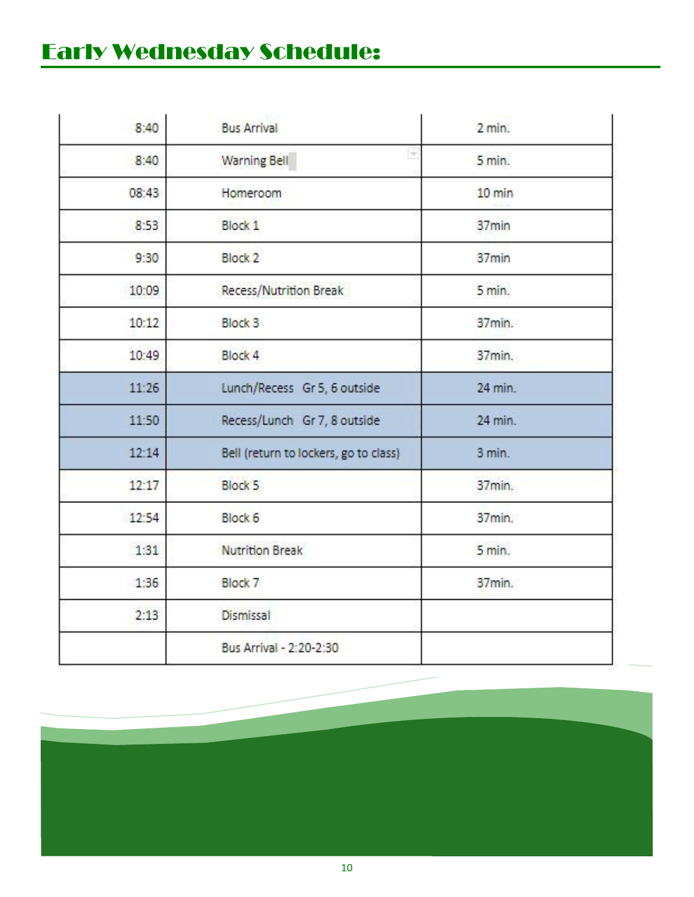# Early Wednesday Schedule:

| | | |
|---|---|---|
| 8:40 | Bus Arrival | 2 min. |
| 8:40 | Warning Bell | 5 min. |
| 08:43 | Homeroom | 10 min |
| 8:53 | Block 1 | 37min |
| 9:30 | Block 2 | 37min |
| 10:09 | Recess/Nutrition Break | 5 min. |
| 10:12 | Block 3 | 37min. |
| 10:49 | Block 4 | 37min. |
| 11:26 | Lunch/Recess Gr 5, 6 outside | 24 min. |
| 11:50 | Recess/Lunch Gr 7, 8 outside | 24 min. |
| 12:14 | Bell (return to lockers, go to class) | 3 min. |
| 12:17 | Block 5 | 37min. |
| 12:54 | Block 6 | 37min. |
| 1:31 | Nutrition Break | 5 min. |
| 1:36 | Block 7 | 37min. |
| 2:13 | Dismissal | |
| | Bus Arrival - 2:20-2:30 | |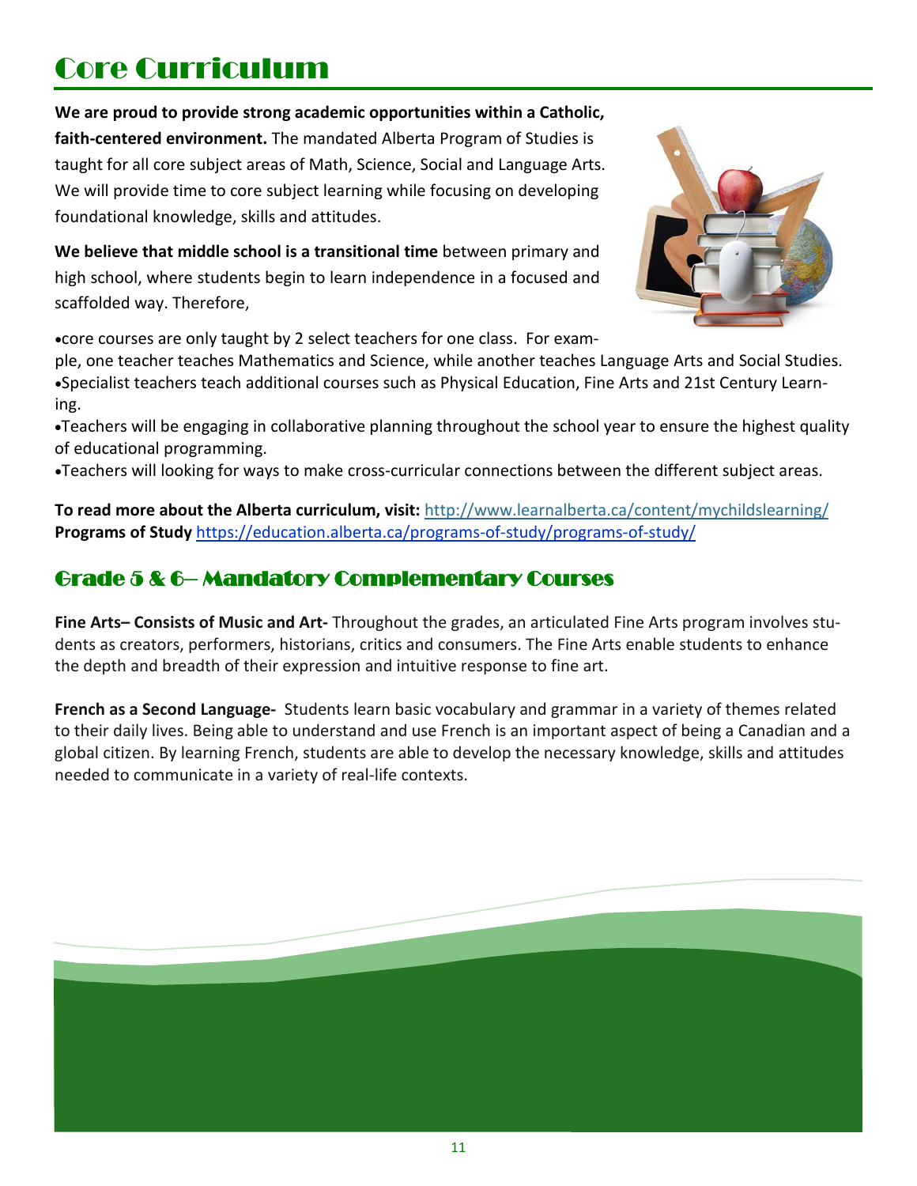# Core Curriculum

**We are proud to provide strong academic opportunities within a Catholic, faith-centered environment.** The mandated Alberta Program of Studies is taught for all core subject areas of Math, Science, Social and Language Arts. We will provide time to core subject learning while focusing on developing foundational knowledge, skills and attitudes.

**We believe that middle school is a transitional time** between primary and high school, where students begin to learn independence in a focused and scaffolded way. Therefore,

- core courses are only taught by 2 select teachers for one class. For example, one teacher teaches Mathematics and Science, while another teaches Language Arts and Social Studies.
- Specialist teachers teach additional courses such as Physical Education, Fine Arts and 21st Century Learning.
- Teachers will be engaging in collaborative planning throughout the school year to ensure the highest quality of educational programming.
- Teachers will looking for ways to make cross-curricular connections between the different subject areas.

**To read more about the Alberta curriculum, visit:** http://www.learnalberta.ca/content/mychildslearning/
**Programs of Study** https://education.alberta.ca/programs-of-study/programs-of-study/

## Grade 5 & 6– Mandatory Complementary Courses

**Fine Arts– Consists of Music and Art-** Throughout the grades, an articulated Fine Arts program involves students as creators, performers, historians, critics and consumers. The Fine Arts enable students to enhance the depth and breadth of their expression and intuitive response to fine art.

**French as a Second Language-** Students learn basic vocabulary and grammar in a variety of themes related to their daily lives. Being able to understand and use French is an important aspect of being a Canadian and a global citizen. By learning French, students are able to develop the necessary knowledge, skills and attitudes needed to communicate in a variety of real-life contexts.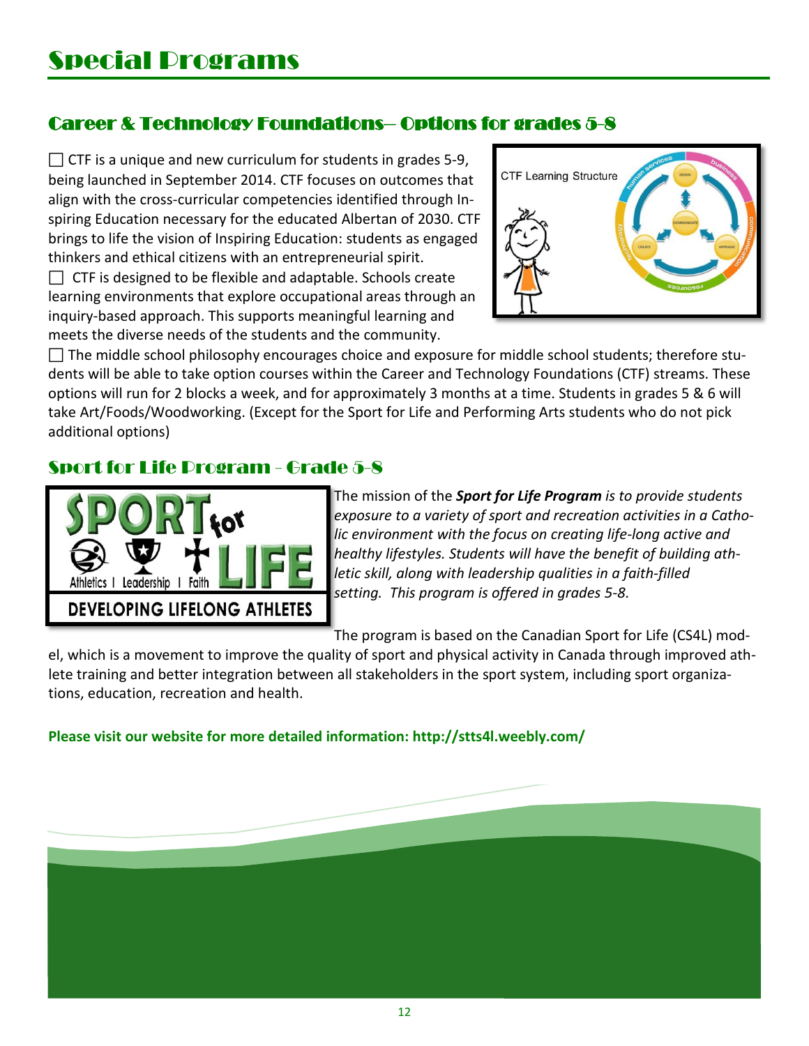# Special Programs

## Career & Technology Foundations– Options for grades 5-8

- CTF is a unique and new curriculum for students in grades 5-9, being launched in September 2014. CTF focuses on outcomes that align with the cross-curricular competencies identified through Inspiring Education necessary for the educated Albertan of 2030. CTF brings to life the vision of Inspiring Education: students as engaged thinkers and ethical citizens with an entrepreneurial spirit.
- CTF is designed to be flexible and adaptable. Schools create learning environments that explore occupational areas through an inquiry-based approach. This supports meaningful learning and meets the diverse needs of the students and the community.
- The middle school philosophy encourages choice and exposure for middle school students; therefore students will be able to take option courses within the Career and Technology Foundations (CTF) streams. These options will run for 2 blocks a week, and for approximately 3 months at a time. Students in grades 5 & 6 will take Art/Foods/Woodworking. (Except for the Sport for Life and Performing Arts students who do not pick additional options)

## Sport for Life Program - Grade 5-8

The mission of the ***Sport for Life Program*** *is to provide students exposure to a variety of sport and recreation activities in a Catholic environment with the focus on creating life-long active and healthy lifestyles. Students will have the benefit of building athletic skill, along with leadership qualities in a faith-filled setting. This program is offered in grades 5-8.*

The program is based on the Canadian Sport for Life (CS4L) model, which is a movement to improve the quality of sport and physical activity in Canada through improved athlete training and better integration between all stakeholders in the sport system, including sport organizations, education, recreation and health.

**Please visit our website for more detailed information: http://stts4l.weebly.com/**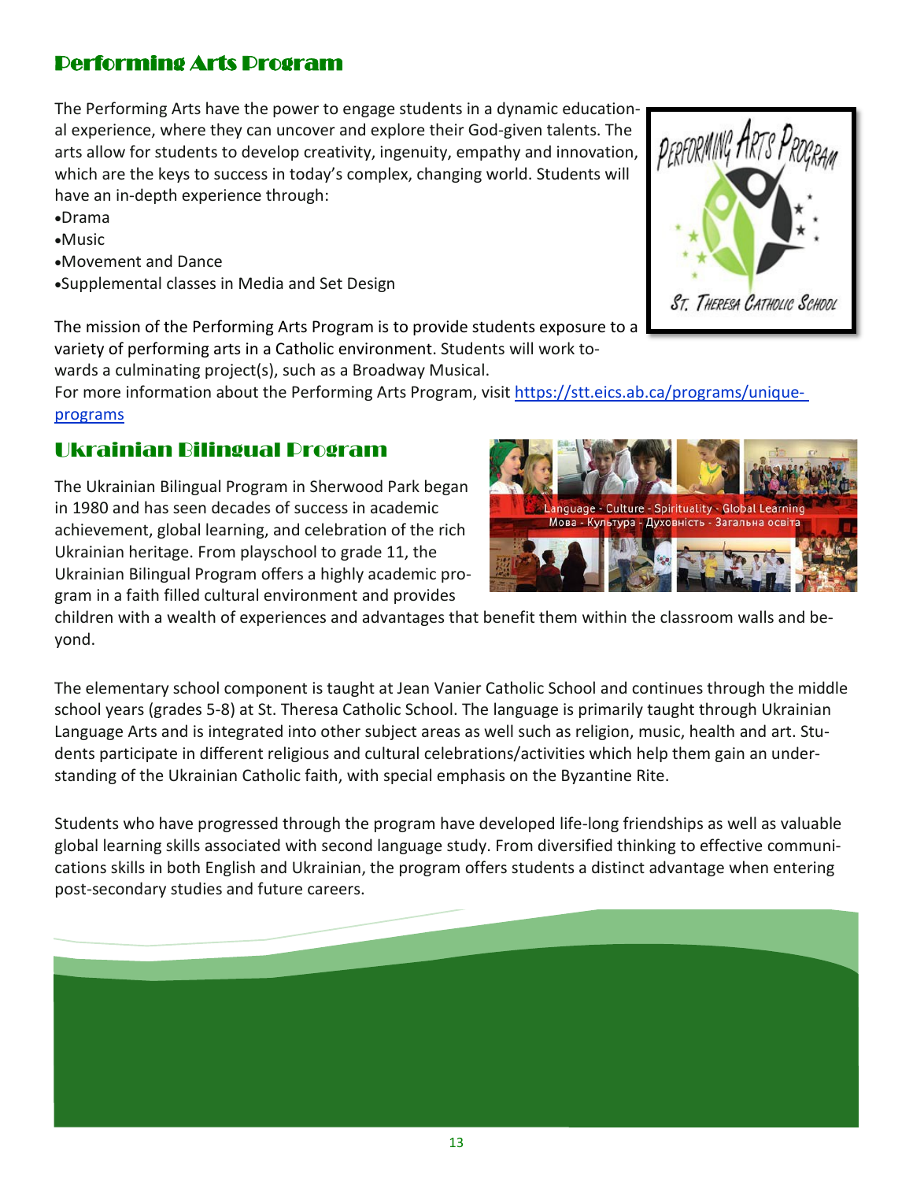## Performing Arts Program

The Performing Arts have the power to engage students in a dynamic educational experience, where they can uncover and explore their God-given talents. The arts allow for students to develop creativity, ingenuity, empathy and innovation, which are the keys to success in today's complex, changing world. Students will have an in-depth experience through:

- Drama
- Music
- Movement and Dance
- Supplemental classes in Media and Set Design

The mission of the Performing Arts Program is to provide students exposure to a variety of performing arts in a Catholic environment. Students will work towards a culminating project(s), such as a Broadway Musical.

For more information about the Performing Arts Program, visit [https://stt.eics.ab.ca/programs/unique-programs](https://stt.eics.ab.ca/programs/unique-programs)

## Ukrainian Bilingual Program

The Ukrainian Bilingual Program in Sherwood Park began in 1980 and has seen decades of success in academic achievement, global learning, and celebration of the rich Ukrainian heritage. From playschool to grade 11, the Ukrainian Bilingual Program offers a highly academic program in a faith filled cultural environment and provides children with a wealth of experiences and advantages that benefit them within the classroom walls and beyond.

The elementary school component is taught at Jean Vanier Catholic School and continues through the middle school years (grades 5-8) at St. Theresa Catholic School. The language is primarily taught through Ukrainian Language Arts and is integrated into other subject areas as well such as religion, music, health and art. Students participate in different religious and cultural celebrations/activities which help them gain an understanding of the Ukrainian Catholic faith, with special emphasis on the Byzantine Rite.

Students who have progressed through the program have developed life-long friendships as well as valuable global learning skills associated with second language study. From diversified thinking to effective communications skills in both English and Ukrainian, the program offers students a distinct advantage when entering post-secondary studies and future careers.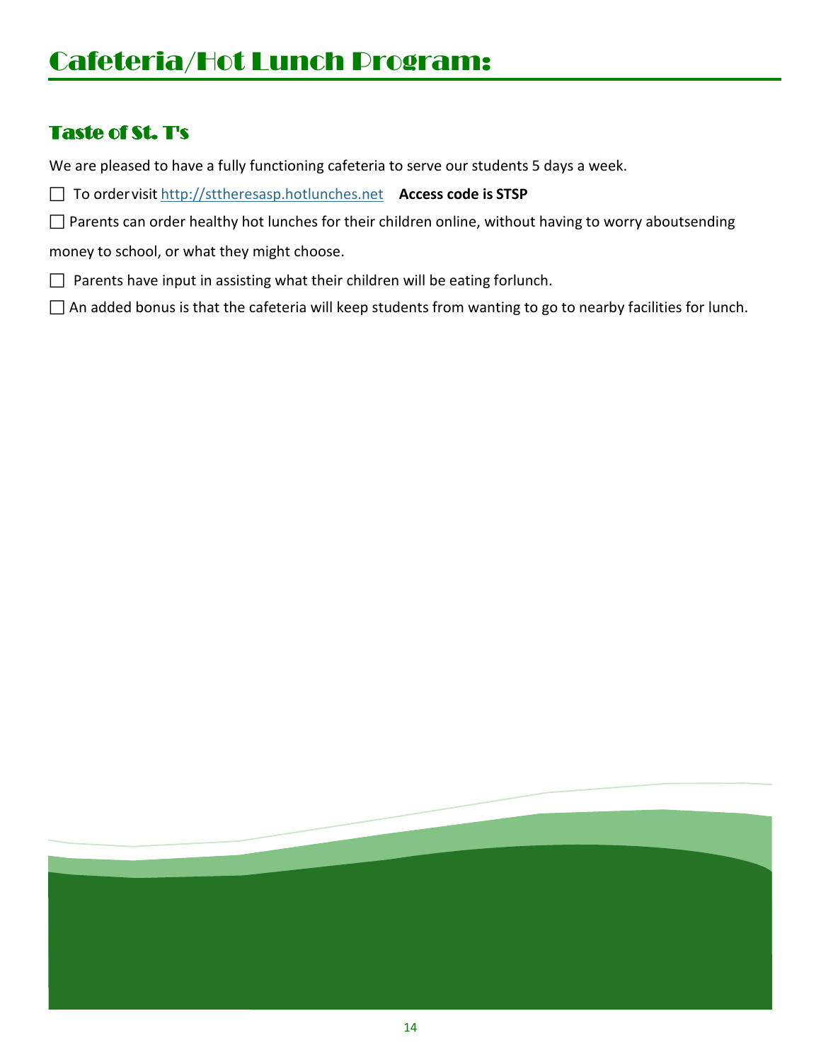# Cafeteria/Hot Lunch Program:

## Taste of St. T's

We are pleased to have a fully functioning cafeteria to serve our students 5 days a week.

- ☐ To order visit http://sttheresasp.hotlunches.net **Access code is STSP**
- ☐ Parents can order healthy hot lunches for their children online, without having to worry aboutsending money to school, or what they might choose.
- ☐ Parents have input in assisting what their children will be eating forlunch.
- ☐ An added bonus is that the cafeteria will keep students from wanting to go to nearby facilities for lunch.